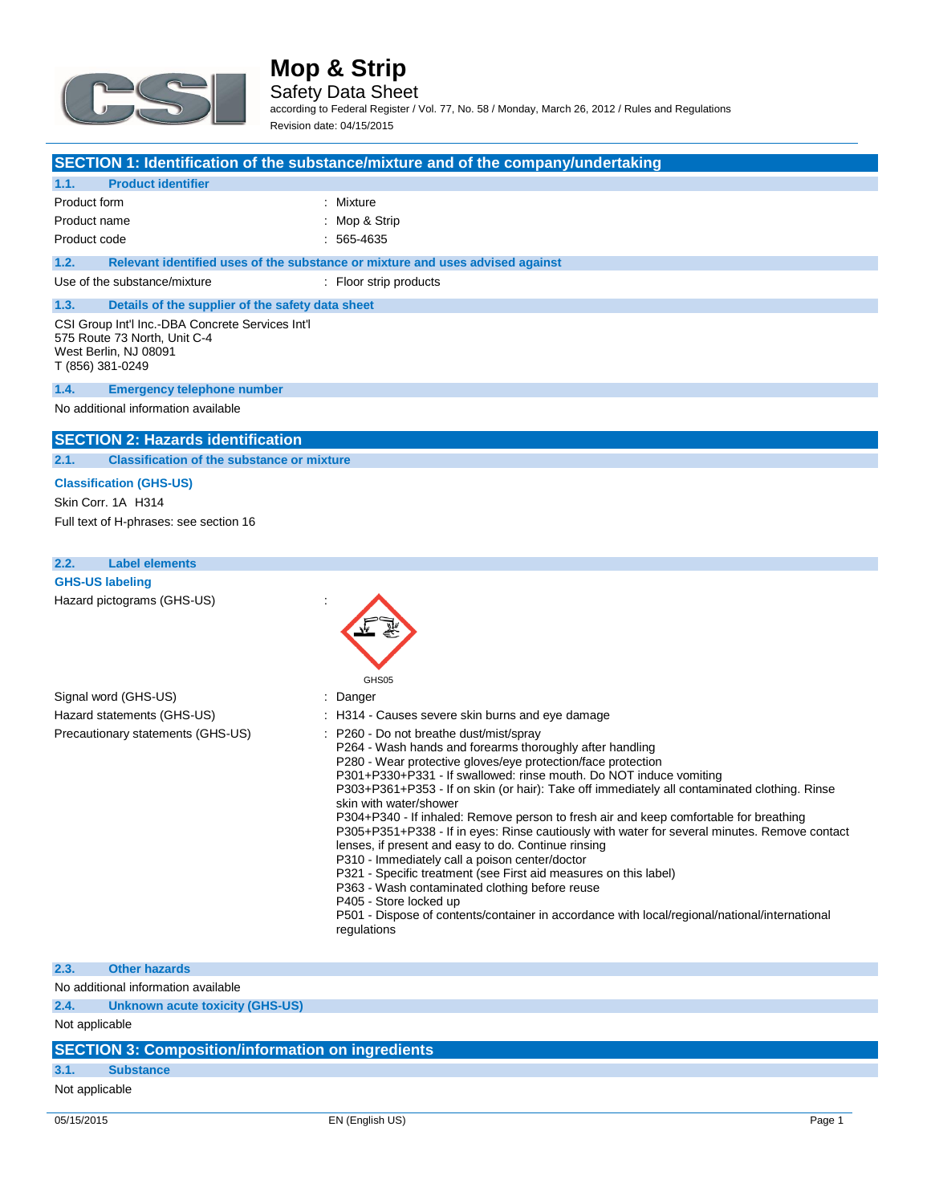# Mop & Strip

Safety Data Sheet

according to Federal Register / Vol. 77, No. 58 / Monday, March 26, 2012 / Rules and Regulations

Revision date: 04/15/2015

## SECTION 1: Identification of the substance/mixture and of the company/undertaking

### 1.1. Product identifier

| | |
|---|---|
| Product form | : Mixture |
| Product name | : Mop & Strip |
| Product code | : 565-4635 |

### 1.2. Relevant identified uses of the substance or mixture and uses advised against

| | |
|---|---|
| Use of the substance/mixture | : Floor strip products |

### 1.3. Details of the supplier of the safety data sheet

CSI Group Int'l Inc.-DBA Concrete Services Int'l
575 Route 73 North, Unit C-4
West Berlin, NJ 08091
T (856) 381-0249

### 1.4. Emergency telephone number

No additional information available

## SECTION 2: Hazards identification

### 2.1. Classification of the substance or mixture

**Classification (GHS-US)**

Skin Corr. 1A H314

Full text of H-phrases: see section 16

### 2.2. Label elements

**GHS-US labeling**

Hazard pictograms (GHS-US) :

GHS05

Signal word (GHS-US) : Danger

Hazard statements (GHS-US) : H314 - Causes severe skin burns and eye damage

Precautionary statements (GHS-US) :
- P260 - Do not breathe dust/mist/spray
- P264 - Wash hands and forearms thoroughly after handling
- P280 - Wear protective gloves/eye protection/face protection
- P301+P330+P331 - If swallowed: rinse mouth. Do NOT induce vomiting
- P303+P361+P353 - If on skin (or hair): Take off immediately all contaminated clothing. Rinse skin with water/shower
- P304+P340 - If inhaled: Remove person to fresh air and keep comfortable for breathing
- P305+P351+P338 - If in eyes: Rinse cautiously with water for several minutes. Remove contact lenses, if present and easy to do. Continue rinsing
- P310 - Immediately call a poison center/doctor
- P321 - Specific treatment (see First aid measures on this label)
- P363 - Wash contaminated clothing before reuse
- P405 - Store locked up
- P501 - Dispose of contents/container in accordance with local/regional/national/international regulations

### 2.3. Other hazards

No additional information available

### 2.4. Unknown acute toxicity (GHS-US)

Not applicable

## SECTION 3: Composition/information on ingredients

### 3.1. Substance

Not applicable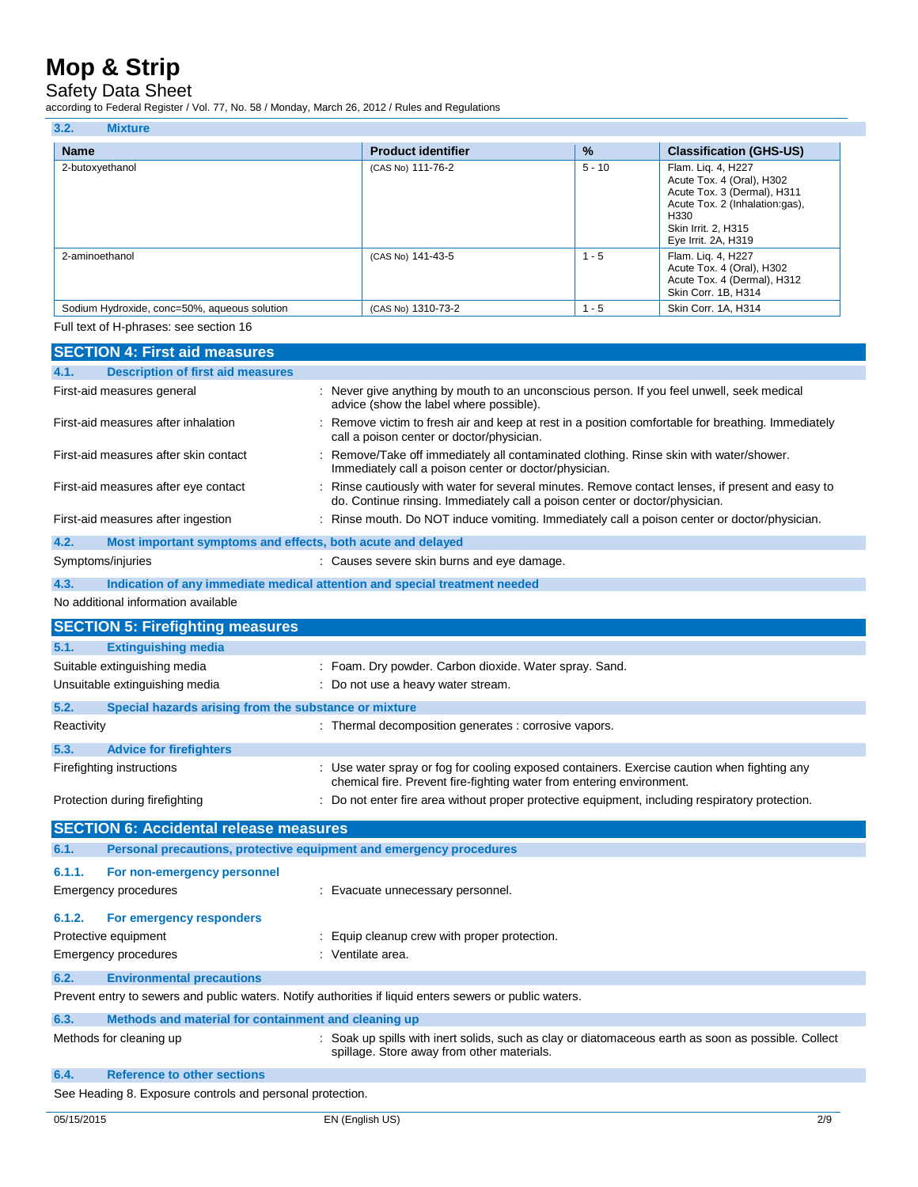### 3.2. Mixture

| Name | Product identifier | % | Classification (GHS-US) |
|---|---|---|---|
| 2-butoxyethanol | (CAS No) 111-76-2 | 5 - 10 | Flam. Liq. 4, H227<br>Acute Tox. 4 (Oral), H302<br>Acute Tox. 3 (Dermal), H311<br>Acute Tox. 2 (Inhalation:gas), H330<br>Skin Irrit. 2, H315<br>Eye Irrit. 2A, H319 |
| 2-aminoethanol | (CAS No) 141-43-5 | 1 - 5 | Flam. Liq. 4, H227<br>Acute Tox. 4 (Oral), H302<br>Acute Tox. 4 (Dermal), H312<br>Skin Corr. 1B, H314 |
| Sodium Hydroxide, conc=50%, aqueous solution | (CAS No) 1310-73-2 | 1 - 5 | Skin Corr. 1A, H314 |

Full text of H-phrases: see section 16

## SECTION 4: First aid measures

### 4.1. Description of first aid measures

First-aid measures general : Never give anything by mouth to an unconscious person. If you feel unwell, seek medical advice (show the label where possible).

First-aid measures after inhalation : Remove victim to fresh air and keep at rest in a position comfortable for breathing. Immediately call a poison center or doctor/physician.

First-aid measures after skin contact : Remove/Take off immediately all contaminated clothing. Rinse skin with water/shower. Immediately call a poison center or doctor/physician.

First-aid measures after eye contact : Rinse cautiously with water for several minutes. Remove contact lenses, if present and easy to do. Continue rinsing. Immediately call a poison center or doctor/physician.

First-aid measures after ingestion : Rinse mouth. Do NOT induce vomiting. Immediately call a poison center or doctor/physician.

### 4.2. Most important symptoms and effects, both acute and delayed

Symptoms/injuries : Causes severe skin burns and eye damage.

### 4.3. Indication of any immediate medical attention and special treatment needed

No additional information available

## SECTION 5: Firefighting measures

### 5.1. Extinguishing media

Suitable extinguishing media : Foam. Dry powder. Carbon dioxide. Water spray. Sand.

Unsuitable extinguishing media : Do not use a heavy water stream.

### 5.2. Special hazards arising from the substance or mixture

Reactivity : Thermal decomposition generates : corrosive vapors.

### 5.3. Advice for firefighters

Firefighting instructions : Use water spray or fog for cooling exposed containers. Exercise caution when fighting any chemical fire. Prevent fire-fighting water from entering environment.

Protection during firefighting : Do not enter fire area without proper protective equipment, including respiratory protection.

## SECTION 6: Accidental release measures

### 6.1. Personal precautions, protective equipment and emergency procedures

#### 6.1.1. For non-emergency personnel

Emergency procedures : Evacuate unnecessary personnel.

#### 6.1.2. For emergency responders

Protective equipment : Equip cleanup crew with proper protection.

Emergency procedures : Ventilate area.

### 6.2. Environmental precautions

Prevent entry to sewers and public waters. Notify authorities if liquid enters sewers or public waters.

### 6.3. Methods and material for containment and cleaning up

Methods for cleaning up : Soak up spills with inert solids, such as clay or diatomaceous earth as soon as possible. Collect spillage. Store away from other materials.

### 6.4. Reference to other sections

See Heading 8. Exposure controls and personal protection.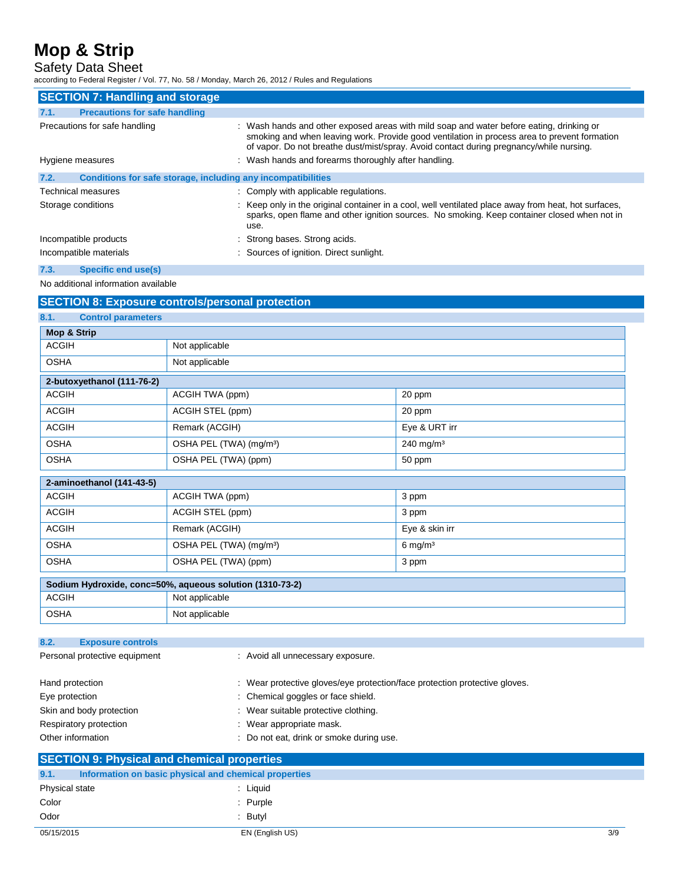## SECTION 7: Handling and storage

### 7.1. Precautions for safe handling

Precautions for safe handling : Wash hands and other exposed areas with mild soap and water before eating, drinking or smoking and when leaving work. Provide good ventilation in process area to prevent formation of vapor. Do not breathe dust/mist/spray. Avoid contact during pregnancy/while nursing.

Hygiene measures : Wash hands and forearms thoroughly after handling.

### 7.2. Conditions for safe storage, including any incompatibilities

Technical measures : Comply with applicable regulations.

Storage conditions : Keep only in the original container in a cool, well ventilated place away from heat, hot surfaces, sparks, open flame and other ignition sources. No smoking. Keep container closed when not in use.

Incompatible products : Strong bases. Strong acids.

Incompatible materials : Sources of ignition. Direct sunlight.

### 7.3. Specific end use(s)

No additional information available

## SECTION 8: Exposure controls/personal protection

### 8.1. Control parameters

| **Mop & Strip** | | |
|---|---|---|
| ACGIH | Not applicable | |
| OSHA | Not applicable | |

| **2-butoxyethanol (111-76-2)** | | |
|---|---|---|
| ACGIH | ACGIH TWA (ppm) | 20 ppm |
| ACGIH | ACGIH STEL (ppm) | 20 ppm |
| ACGIH | Remark (ACGIH) | Eye & URT irr |
| OSHA | OSHA PEL (TWA) (mg/m³) | 240 mg/m³ |
| OSHA | OSHA PEL (TWA) (ppm) | 50 ppm |

| **2-aminoethanol (141-43-5)** | | |
|---|---|---|
| ACGIH | ACGIH TWA (ppm) | 3 ppm |
| ACGIH | ACGIH STEL (ppm) | 3 ppm |
| ACGIH | Remark (ACGIH) | Eye & skin irr |
| OSHA | OSHA PEL (TWA) (mg/m³) | 6 mg/m³ |
| OSHA | OSHA PEL (TWA) (ppm) | 3 ppm |

| **Sodium Hydroxide, conc=50%, aqueous solution (1310-73-2)** | | |
|---|---|---|
| ACGIH | Not applicable | |
| OSHA | Not applicable | |

### 8.2. Exposure controls

Personal protective equipment : Avoid all unnecessary exposure.

Hand protection : Wear protective gloves/eye protection/face protection protective gloves.

Eye protection : Chemical goggles or face shield.

Skin and body protection : Wear suitable protective clothing.

Respiratory protection : Wear appropriate mask.

Other information : Do not eat, drink or smoke during use.

## SECTION 9: Physical and chemical properties

### 9.1. Information on basic physical and chemical properties

Physical state : Liquid

Color : Purple

Odor : Butyl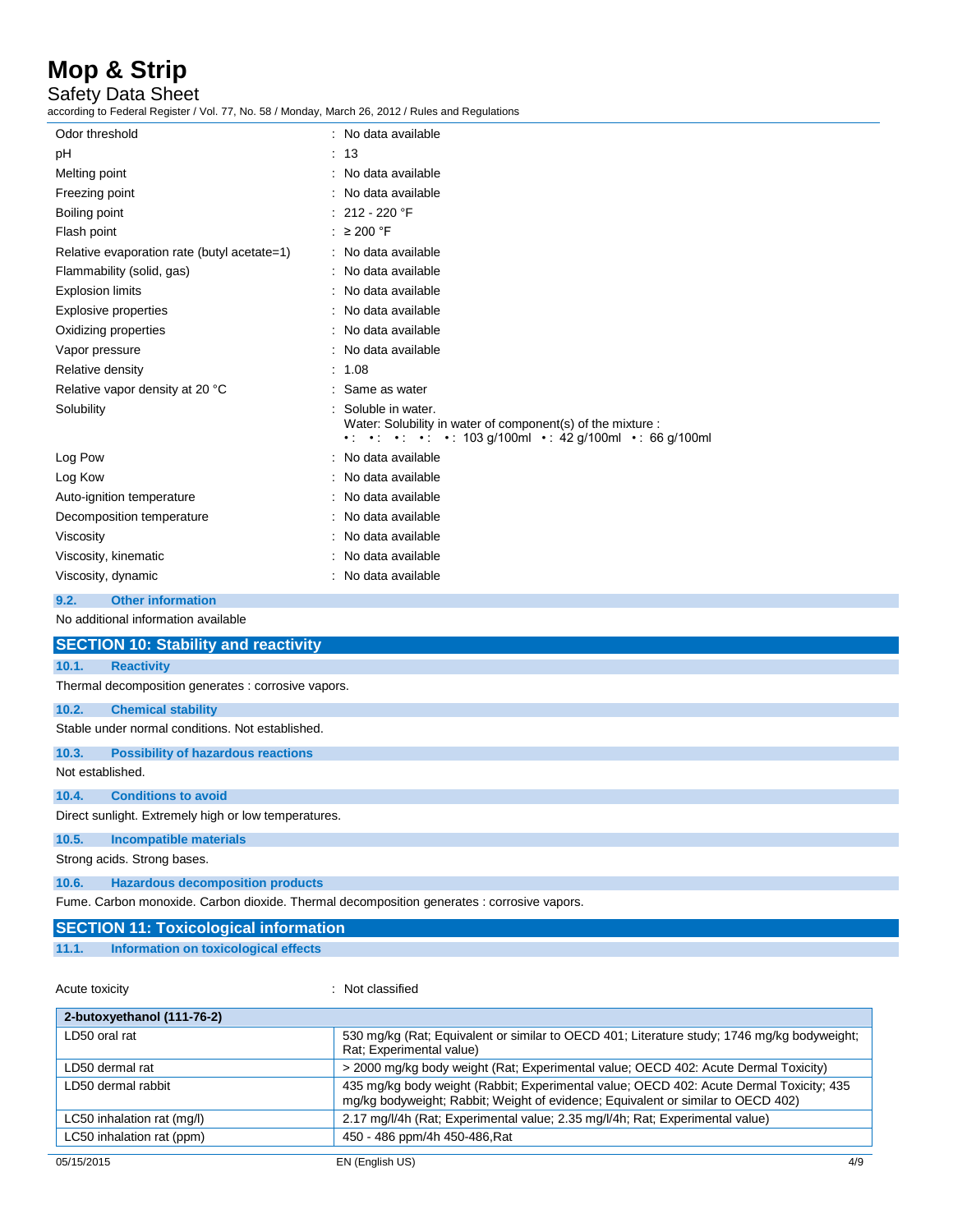| | |
|---|---|
| Odor threshold | : No data available |
| pH | : 13 |
| Melting point | : No data available |
| Freezing point | : No data available |
| Boiling point | : 212 - 220 °F |
| Flash point | : ≥ 200 °F |
| Relative evaporation rate (butyl acetate=1) | : No data available |
| Flammability (solid, gas) | : No data available |
| Explosion limits | : No data available |
| Explosive properties | : No data available |
| Oxidizing properties | : No data available |
| Vapor pressure | : No data available |
| Relative density | : 1.08 |
| Relative vapor density at 20 °C | : Same as water |
| Solubility | : Soluble in water. Water: Solubility in water of component(s) of the mixture : • : • : • : • : • : 103 g/100ml • : 42 g/100ml • : 66 g/100ml |
| Log Pow | : No data available |
| Log Kow | : No data available |
| Auto-ignition temperature | : No data available |
| Decomposition temperature | : No data available |
| Viscosity | : No data available |
| Viscosity, kinematic | : No data available |
| Viscosity, dynamic | : No data available |

### 9.2. Other information

No additional information available

## SECTION 10: Stability and reactivity

### 10.1. Reactivity

Thermal decomposition generates : corrosive vapors.

### 10.2. Chemical stability

Stable under normal conditions. Not established.

### 10.3. Possibility of hazardous reactions

Not established.

### 10.4. Conditions to avoid

Direct sunlight. Extremely high or low temperatures.

### 10.5. Incompatible materials

Strong acids. Strong bases.

### 10.6. Hazardous decomposition products

Fume. Carbon monoxide. Carbon dioxide. Thermal decomposition generates : corrosive vapors.

## SECTION 11: Toxicological information

### 11.1. Information on toxicological effects

Acute toxicity : Not classified

| 2-butoxyethanol (111-76-2) | |
|---|---|
| LD50 oral rat | 530 mg/kg (Rat; Equivalent or similar to OECD 401; Literature study; 1746 mg/kg bodyweight; Rat; Experimental value) |
| LD50 dermal rat | > 2000 mg/kg body weight (Rat; Experimental value; OECD 402: Acute Dermal Toxicity) |
| LD50 dermal rabbit | 435 mg/kg body weight (Rabbit; Experimental value; OECD 402: Acute Dermal Toxicity; 435 mg/kg bodyweight; Rabbit; Weight of evidence; Equivalent or similar to OECD 402) |
| LC50 inhalation rat (mg/l) | 2.17 mg/l/4h (Rat; Experimental value; 2.35 mg/l/4h; Rat; Experimental value) |
| LC50 inhalation rat (ppm) | 450 - 486 ppm/4h 450-486,Rat |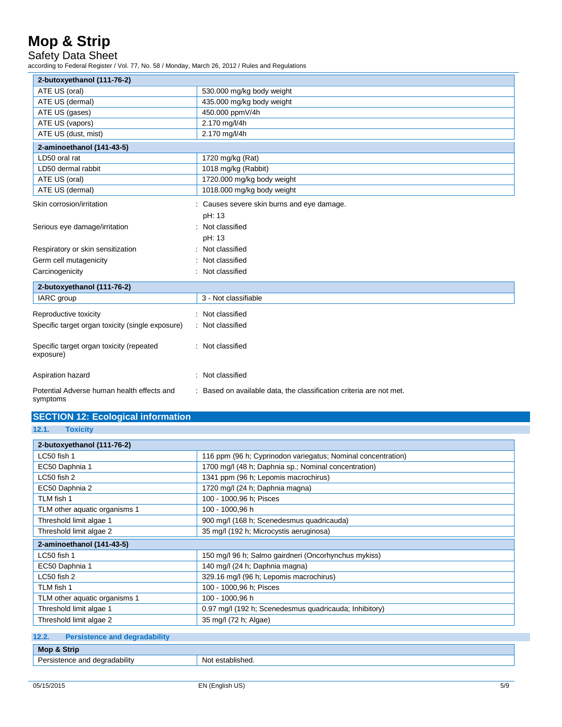| 2-butoxyethanol (111-76-2) | |
|---|---|
| ATE US (oral) | 530.000 mg/kg body weight |
| ATE US (dermal) | 435.000 mg/kg body weight |
| ATE US (gases) | 450.000 ppmV/4h |
| ATE US (vapors) | 2.170 mg/l/4h |
| ATE US (dust, mist) | 2.170 mg/l/4h |

| 2-aminoethanol (141-43-5) | |
|---|---|
| LD50 oral rat | 1720 mg/kg (Rat) |
| LD50 dermal rabbit | 1018 mg/kg (Rabbit) |
| ATE US (oral) | 1720.000 mg/kg body weight |
| ATE US (dermal) | 1018.000 mg/kg body weight |

Skin corrosion/irritation : Causes severe skin burns and eye damage.
pH: 13

Serious eye damage/irritation : Not classified
pH: 13

Respiratory or skin sensitization : Not classified

Germ cell mutagenicity : Not classified

Carcinogenicity : Not classified

| 2-butoxyethanol (111-76-2) | |
|---|---|
| IARC group | 3 - Not classifiable |

Reproductive toxicity : Not classified

Specific target organ toxicity (single exposure) : Not classified

Specific target organ toxicity (repeated exposure) : Not classified

Aspiration hazard : Not classified

Potential Adverse human health effects and symptoms : Based on available data, the classification criteria are not met.

## SECTION 12: Ecological information

### 12.1. Toxicity

| 2-butoxyethanol (111-76-2) | |
|---|---|
| LC50 fish 1 | 116 ppm (96 h; Cyprinodon variegatus; Nominal concentration) |
| EC50 Daphnia 1 | 1700 mg/l (48 h; Daphnia sp.; Nominal concentration) |
| LC50 fish 2 | 1341 ppm (96 h; Lepomis macrochirus) |
| EC50 Daphnia 2 | 1720 mg/l (24 h; Daphnia magna) |
| TLM fish 1 | 100 - 1000,96 h; Pisces |
| TLM other aquatic organisms 1 | 100 - 1000,96 h |
| Threshold limit algae 1 | 900 mg/l (168 h; Scenedesmus quadricauda) |
| Threshold limit algae 2 | 35 mg/l (192 h; Microcystis aeruginosa) |

| 2-aminoethanol (141-43-5) | |
|---|---|
| LC50 fish 1 | 150 mg/l 96 h; Salmo gairdneri (Oncorhynchus mykiss) |
| EC50 Daphnia 1 | 140 mg/l (24 h; Daphnia magna) |
| LC50 fish 2 | 329.16 mg/l (96 h; Lepomis macrochirus) |
| TLM fish 1 | 100 - 1000,96 h; Pisces |
| TLM other aquatic organisms 1 | 100 - 1000,96 h |
| Threshold limit algae 1 | 0.97 mg/l (192 h; Scenedesmus quadricauda; Inhibitory) |
| Threshold limit algae 2 | 35 mg/l (72 h; Algae) |

### 12.2. Persistence and degradability

| Mop & Strip | |
|---|---|
| Persistence and degradability | Not established. |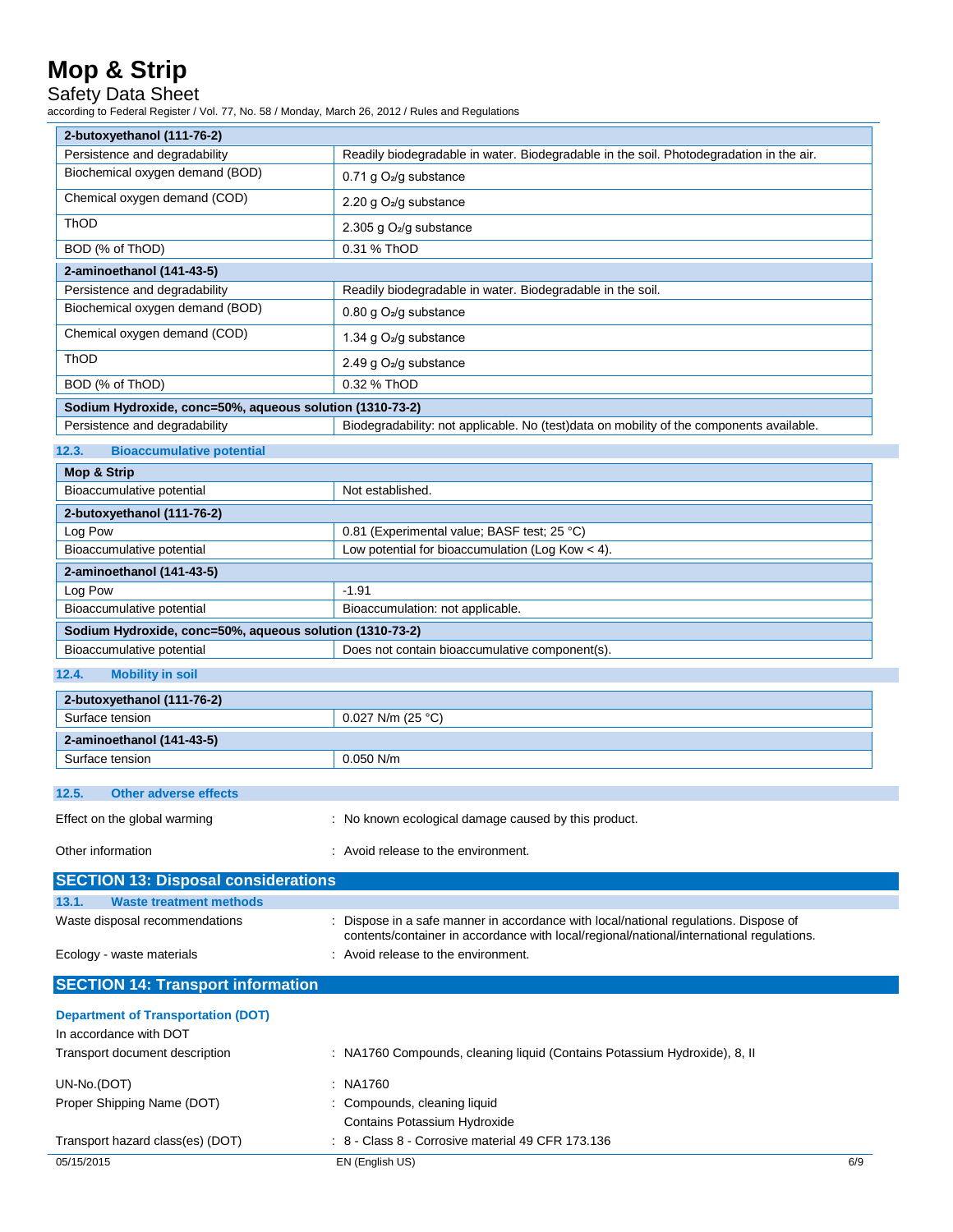| 2-butoxyethanol (111-76-2) | |
|---|---|
| Persistence and degradability | Readily biodegradable in water. Biodegradable in the soil. Photodegradation in the air. |
| Biochemical oxygen demand (BOD) | 0.71 g $O_2$/g substance |
| Chemical oxygen demand (COD) | 2.20 g $O_2$/g substance |
| ThOD | 2.305 g $O_2$/g substance |
| BOD (% of ThOD) | 0.31 % ThOD |
| **2-aminoethanol (141-43-5)** | |
| Persistence and degradability | Readily biodegradable in water. Biodegradable in the soil. |
| Biochemical oxygen demand (BOD) | 0.80 g $O_2$/g substance |
| Chemical oxygen demand (COD) | 1.34 g $O_2$/g substance |
| ThOD | 2.49 g $O_2$/g substance |
| BOD (% of ThOD) | 0.32 % ThOD |
| **Sodium Hydroxide, conc=50%, aqueous solution (1310-73-2)** | |
| Persistence and degradability | Biodegradability: not applicable. No (test)data on mobility of the components available. |

### 12.3. Bioaccumulative potential

| Mop & Strip | |
|---|---|
| Bioaccumulative potential | Not established. |
| **2-butoxyethanol (111-76-2)** | |
| Log Pow | 0.81 (Experimental value; BASF test; 25 °C) |
| Bioaccumulative potential | Low potential for bioaccumulation (Log Kow < 4). |
| **2-aminoethanol (141-43-5)** | |
| Log Pow | -1.91 |
| Bioaccumulative potential | Bioaccumulation: not applicable. |
| **Sodium Hydroxide, conc=50%, aqueous solution (1310-73-2)** | |
| Bioaccumulative potential | Does not contain bioaccumulative component(s). |

### 12.4. Mobility in soil

| 2-butoxyethanol (111-76-2) | |
|---|---|
| Surface tension | 0.027 N/m (25 °C) |
| **2-aminoethanol (141-43-5)** | |
| Surface tension | 0.050 N/m |

### 12.5. Other adverse effects

Effect on the global warming : No known ecological damage caused by this product.

Other information : Avoid release to the environment.

## SECTION 13: Disposal considerations

### 13.1. Waste treatment methods

Waste disposal recommendations : Dispose in a safe manner in accordance with local/national regulations. Dispose of contents/container in accordance with local/regional/national/international regulations.

Ecology - waste materials : Avoid release to the environment.

## SECTION 14: Transport information

### Department of Transportation (DOT)

In accordance with DOT

Transport document description : NA1760 Compounds, cleaning liquid (Contains Potassium Hydroxide), 8, II

UN-No.(DOT) : NA1760

Proper Shipping Name (DOT) : Compounds, cleaning liquid
Contains Potassium Hydroxide

Transport hazard class(es) (DOT) : 8 - Class 8 - Corrosive material 49 CFR 173.136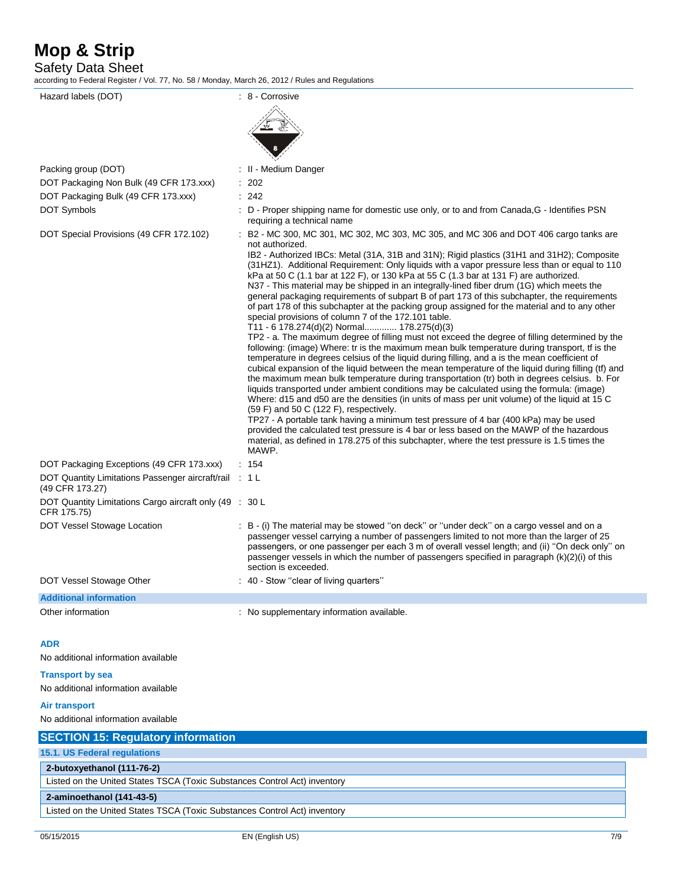| | |
|---|---|
| Hazard labels (DOT) | : 8 - Corrosive |
| Packing group (DOT) | : II - Medium Danger |
| DOT Packaging Non Bulk (49 CFR 173.xxx) | : 202 |
| DOT Packaging Bulk (49 CFR 173.xxx) | : 242 |
| DOT Symbols | : D - Proper shipping name for domestic use only, or to and from Canada,G - Identifies PSN requiring a technical name |
| DOT Special Provisions (49 CFR 172.102) | : B2 - MC 300, MC 301, MC 302, MC 303, MC 305, and MC 306 and DOT 406 cargo tanks are not authorized.<br>IB2 - Authorized IBCs: Metal (31A, 31B and 31N); Rigid plastics (31H1 and 31H2); Composite (31HZ1). Additional Requirement: Only liquids with a vapor pressure less than or equal to 110 kPa at 50 C (1.1 bar at 122 F), or 130 kPa at 55 C (1.3 bar at 131 F) are authorized.<br>N37 - This material may be shipped in an integrally-lined fiber drum (1G) which meets the general packaging requirements of subpart B of part 173 of this subchapter, the requirements of part 178 of this subchapter at the packing group assigned for the material and to any other special provisions of column 7 of the 172.101 table.<br>T11 - 6 178.274(d)(2) Normal............ 178.275(d)(3)<br>TP2 - a. The maximum degree of filling must not exceed the degree of filling determined by the following: (image) Where: tr is the maximum mean bulk temperature during transport, tf is the temperature in degrees celsius of the liquid during filling, and a is the mean coefficient of cubical expansion of the liquid between the mean temperature of the liquid during filling (tf) and the maximum mean bulk temperature during transportation (tr) both in degrees celsius. b. For liquids transported under ambient conditions may be calculated using the formula: (image) Where: d15 and d50 are the densities (in units of mass per unit volume) of the liquid at 15 C (59 F) and 50 C (122 F), respectively.<br>TP27 - A portable tank having a minimum test pressure of 4 bar (400 kPa) may be used provided the calculated test pressure is 4 bar or less based on the MAWP of the hazardous material, as defined in 178.275 of this subchapter, where the test pressure is 1.5 times the MAWP. |
| DOT Packaging Exceptions (49 CFR 173.xxx) | : 154 |
| DOT Quantity Limitations Passenger aircraft/rail (49 CFR 173.27) | : 1 L |
| DOT Quantity Limitations Cargo aircraft only (49 CFR 175.75) | : 30 L |
| DOT Vessel Stowage Location | : B - (i) The material may be stowed ''on deck'' or ''under deck'' on a cargo vessel and on a passenger vessel carrying a number of passengers limited to not more than the larger of 25 passengers, or one passenger per each 3 m of overall vessel length; and (ii) ''On deck only'' on passenger vessels in which the number of passengers specified in paragraph (k)(2)(i) of this section is exceeded. |
| DOT Vessel Stowage Other | : 40 - Stow ''clear of living quarters'' |

**Additional information**

| | |
|---|---|
| Other information | : No supplementary information available. |

**ADR**

No additional information available

**Transport by sea**

No additional information available

**Air transport**

No additional information available

## SECTION 15: Regulatory information

### 15.1. US Federal regulations

| 2-butoxyethanol (111-76-2) |
|---|
| Listed on the United States TSCA (Toxic Substances Control Act) inventory |

| 2-aminoethanol (141-43-5) |
|---|
| Listed on the United States TSCA (Toxic Substances Control Act) inventory |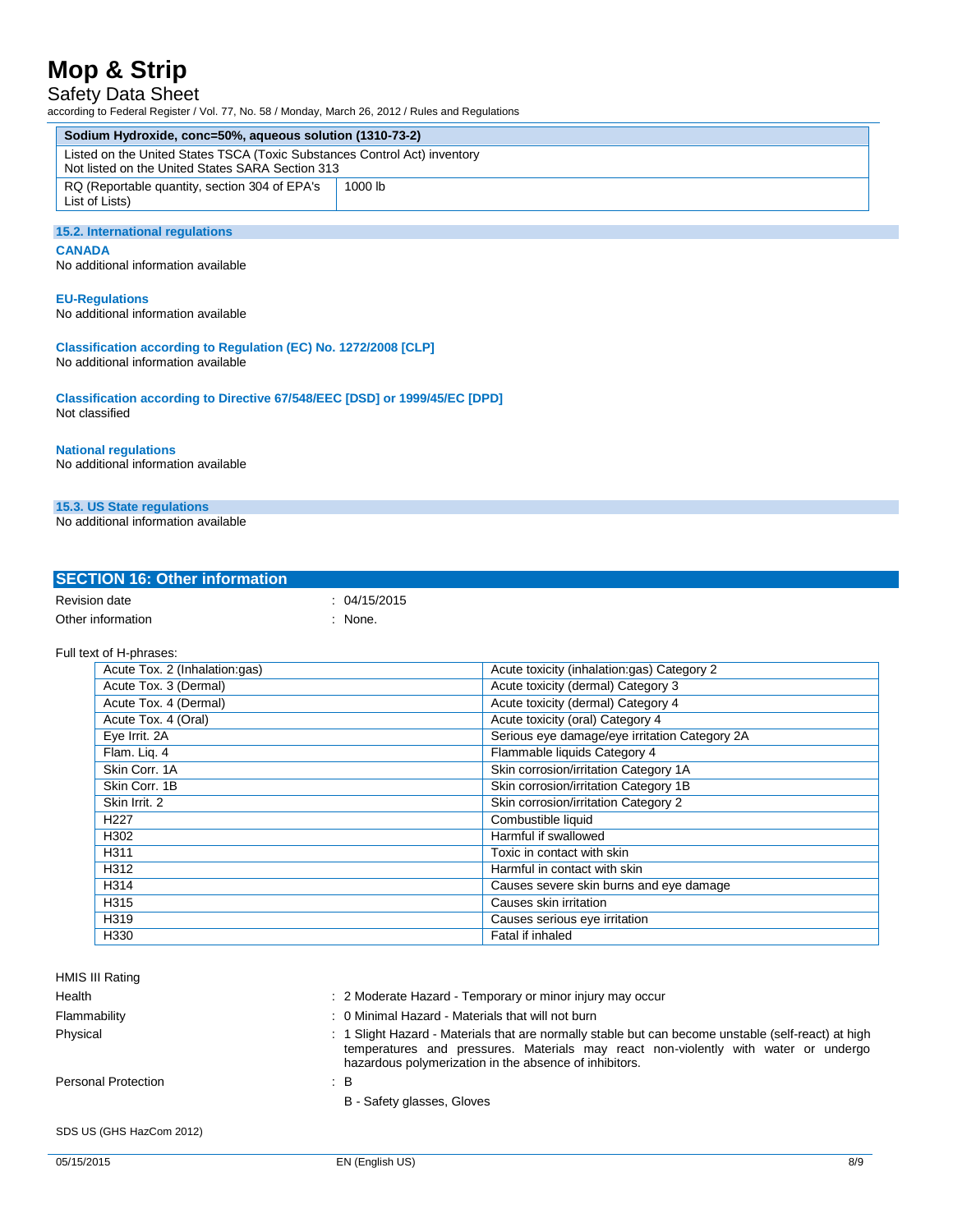| Sodium Hydroxide, conc=50%, aqueous solution (1310-73-2) | |
|---|---|
| Listed on the United States TSCA (Toxic Substances Control Act) inventory<br>Not listed on the United States SARA Section 313 | |
| RQ (Reportable quantity, section 304 of EPA's List of Lists) | 1000 lb |

### 15.2. International regulations

**CANADA**

No additional information available

**EU-Regulations**

No additional information available

**Classification according to Regulation (EC) No. 1272/2008 [CLP]**

No additional information available

**Classification according to Directive 67/548/EEC [DSD] or 1999/45/EC [DPD]**

Not classified

**National regulations**

No additional information available

### 15.3. US State regulations

No additional information available

## SECTION 16: Other information

Revision date : 04/15/2015

Other information : None.

Full text of H-phrases:

| | |
|---|---|
| Acute Tox. 2 (Inhalation:gas) | Acute toxicity (inhalation:gas) Category 2 |
| Acute Tox. 3 (Dermal) | Acute toxicity (dermal) Category 3 |
| Acute Tox. 4 (Dermal) | Acute toxicity (dermal) Category 4 |
| Acute Tox. 4 (Oral) | Acute toxicity (oral) Category 4 |
| Eye Irrit. 2A | Serious eye damage/eye irritation Category 2A |
| Flam. Liq. 4 | Flammable liquids Category 4 |
| Skin Corr. 1A | Skin corrosion/irritation Category 1A |
| Skin Corr. 1B | Skin corrosion/irritation Category 1B |
| Skin Irrit. 2 | Skin corrosion/irritation Category 2 |
| H227 | Combustible liquid |
| H302 | Harmful if swallowed |
| H311 | Toxic in contact with skin |
| H312 | Harmful in contact with skin |
| H314 | Causes severe skin burns and eye damage |
| H315 | Causes skin irritation |
| H319 | Causes serious eye irritation |
| H330 | Fatal if inhaled |

HMIS III Rating

Health : 2 Moderate Hazard - Temporary or minor injury may occur

Flammability : 0 Minimal Hazard - Materials that will not burn

Physical : 1 Slight Hazard - Materials that are normally stable but can become unstable (self-react) at high temperatures and pressures. Materials may react non-violently with water or undergo hazardous polymerization in the absence of inhibitors.

Personal Protection : B

B - Safety glasses, Gloves

SDS US (GHS HazCom 2012)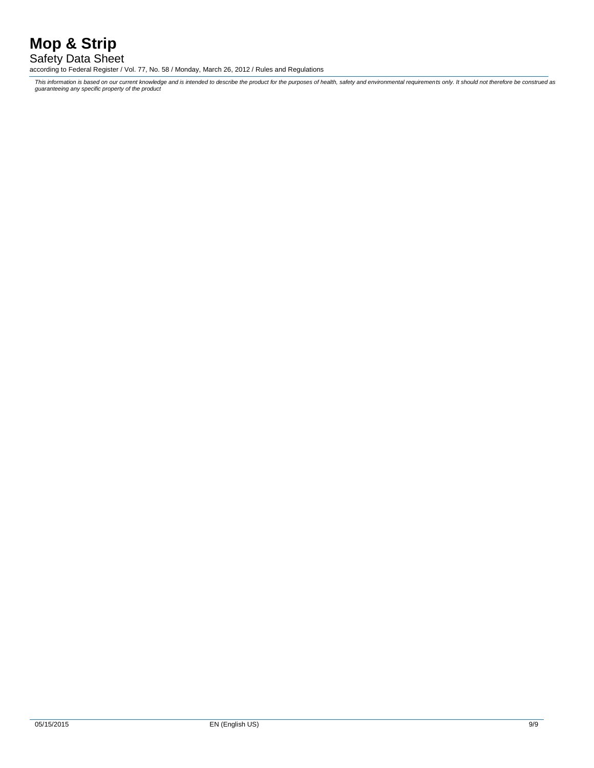*This information is based on our current knowledge and is intended to describe the product for the purposes of health, safety and environmental requirements only. It should not therefore be construed as guaranteeing any specific property of the product*